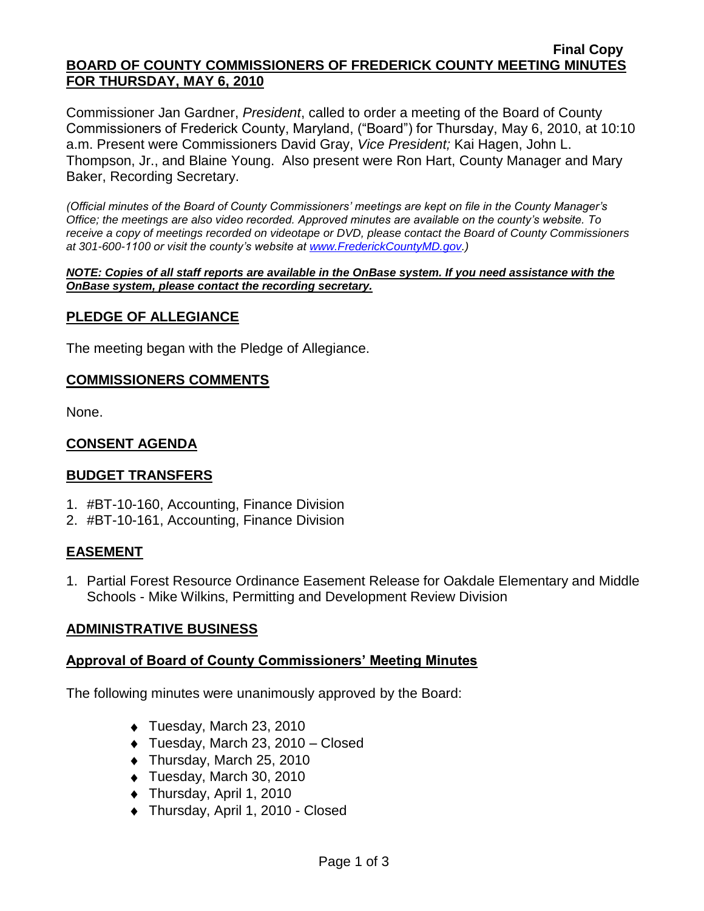**Final Copy**

**BOARD OF COUNTY COMMISSIONERS OF FREDERICK COUNTY MEETING MINUTES FOR THURSDAY, MAY 6, 2010**

Commissioner Jan Gardner, *President*, called to order a meeting of the Board of County Commissioners of Frederick County, Maryland, ("Board") for Thursday, May 6, 2010, at 10:10 a.m. Present were Commissioners David Gray, *Vice President;* Kai Hagen, John L. Thompson, Jr., and Blaine Young. Also present were Ron Hart, County Manager and Mary Baker, Recording Secretary.

*(Official minutes of the Board of County Commissioners' meetings are kept on file in the County Manager's Office; the meetings are also video recorded. Approved minutes are available on the county's website. To receive a copy of meetings recorded on videotape or DVD, please contact the Board of County Commissioners at 301-600-1100 or visit the county's website at www.FrederickCountyMD.gov.)*

***NOTE: Copies of all staff reports are available in the OnBase system. If you need assistance with the OnBase system, please contact the recording secretary.***

## PLEDGE OF ALLEGIANCE

The meeting began with the Pledge of Allegiance.

## COMMISSIONERS COMMENTS

None.

## CONSENT AGENDA

## BUDGET TRANSFERS

1. #BT-10-160, Accounting, Finance Division
2. #BT-10-161, Accounting, Finance Division

## EASEMENT

1. Partial Forest Resource Ordinance Easement Release for Oakdale Elementary and Middle Schools - Mike Wilkins, Permitting and Development Review Division

## ADMINISTRATIVE BUSINESS

### Approval of Board of County Commissioners' Meeting Minutes

The following minutes were unanimously approved by the Board:

- Tuesday, March 23, 2010
- Tuesday, March 23, 2010 – Closed
- Thursday, March 25, 2010
- Tuesday, March 30, 2010
- Thursday, April 1, 2010
- Thursday, April 1, 2010 - Closed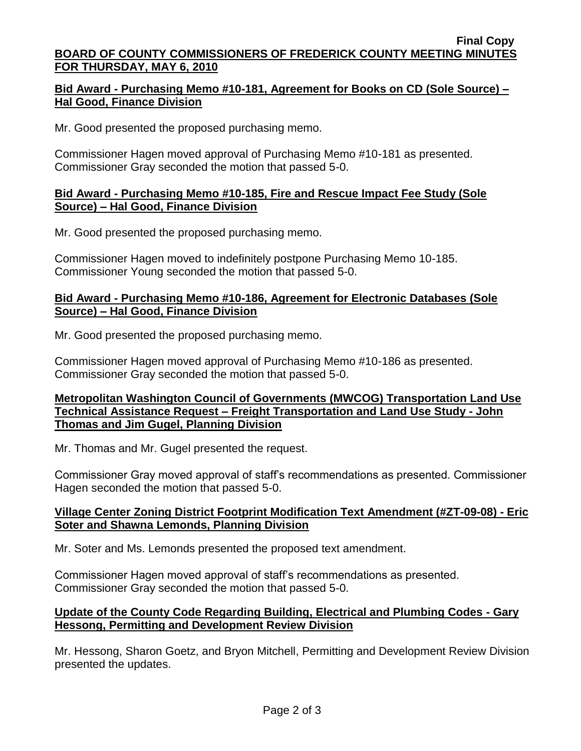## Bid Award - Purchasing Memo #10-181, Agreement for Books on CD (Sole Source) – Hal Good, Finance Division

Mr. Good presented the proposed purchasing memo.

Commissioner Hagen moved approval of Purchasing Memo #10-181 as presented. Commissioner Gray seconded the motion that passed 5-0.

## Bid Award - Purchasing Memo #10-185, Fire and Rescue Impact Fee Study (Sole Source) – Hal Good, Finance Division

Mr. Good presented the proposed purchasing memo.

Commissioner Hagen moved to indefinitely postpone Purchasing Memo 10-185. Commissioner Young seconded the motion that passed 5-0.

## Bid Award - Purchasing Memo #10-186, Agreement for Electronic Databases (Sole Source) – Hal Good, Finance Division

Mr. Good presented the proposed purchasing memo.

Commissioner Hagen moved approval of Purchasing Memo #10-186 as presented. Commissioner Gray seconded the motion that passed 5-0.

## Metropolitan Washington Council of Governments (MWCOG) Transportation Land Use Technical Assistance Request – Freight Transportation and Land Use Study - John Thomas and Jim Gugel, Planning Division

Mr. Thomas and Mr. Gugel presented the request.

Commissioner Gray moved approval of staff's recommendations as presented. Commissioner Hagen seconded the motion that passed 5-0.

## Village Center Zoning District Footprint Modification Text Amendment (#ZT-09-08) - Eric Soter and Shawna Lemonds, Planning Division

Mr. Soter and Ms. Lemonds presented the proposed text amendment.

Commissioner Hagen moved approval of staff's recommendations as presented. Commissioner Gray seconded the motion that passed 5-0.

## Update of the County Code Regarding Building, Electrical and Plumbing Codes - Gary Hessong, Permitting and Development Review Division

Mr. Hessong, Sharon Goetz, and Bryon Mitchell, Permitting and Development Review Division presented the updates.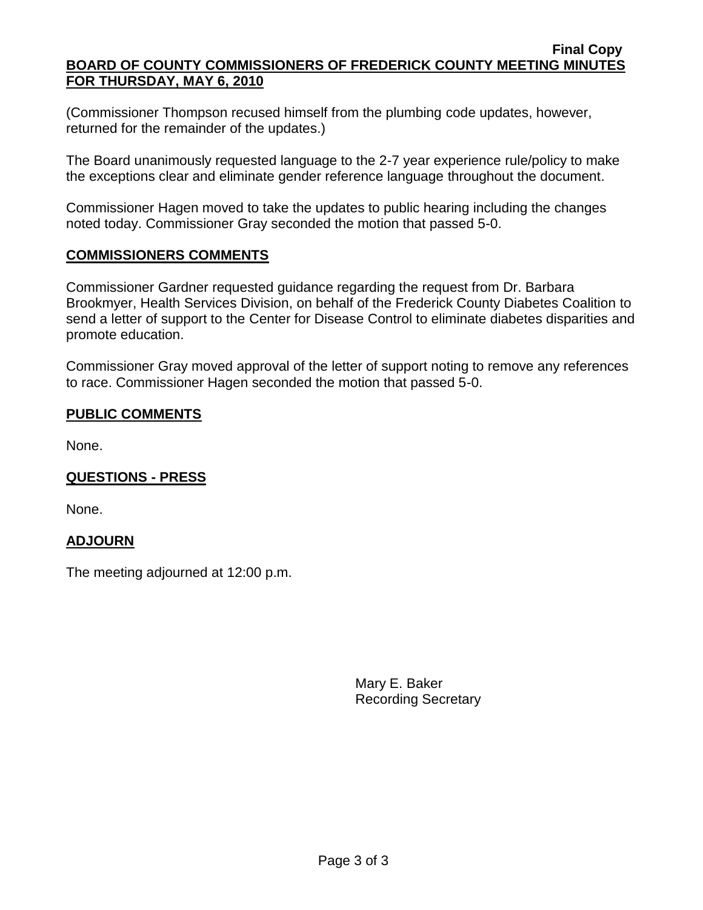(Commissioner Thompson recused himself from the plumbing code updates, however, returned for the remainder of the updates.)

The Board unanimously requested language to the 2-7 year experience rule/policy to make the exceptions clear and eliminate gender reference language throughout the document.

Commissioner Hagen moved to take the updates to public hearing including the changes noted today. Commissioner Gray seconded the motion that passed 5-0.

## COMMISSIONERS COMMENTS

Commissioner Gardner requested guidance regarding the request from Dr. Barbara Brookmyer, Health Services Division, on behalf of the Frederick County Diabetes Coalition to send a letter of support to the Center for Disease Control to eliminate diabetes disparities and promote education.

Commissioner Gray moved approval of the letter of support noting to remove any references to race. Commissioner Hagen seconded the motion that passed 5-0.

## PUBLIC COMMENTS

None.

## QUESTIONS - PRESS

None.

## ADJOURN

The meeting adjourned at 12:00 p.m.

Mary E. Baker
Recording Secretary